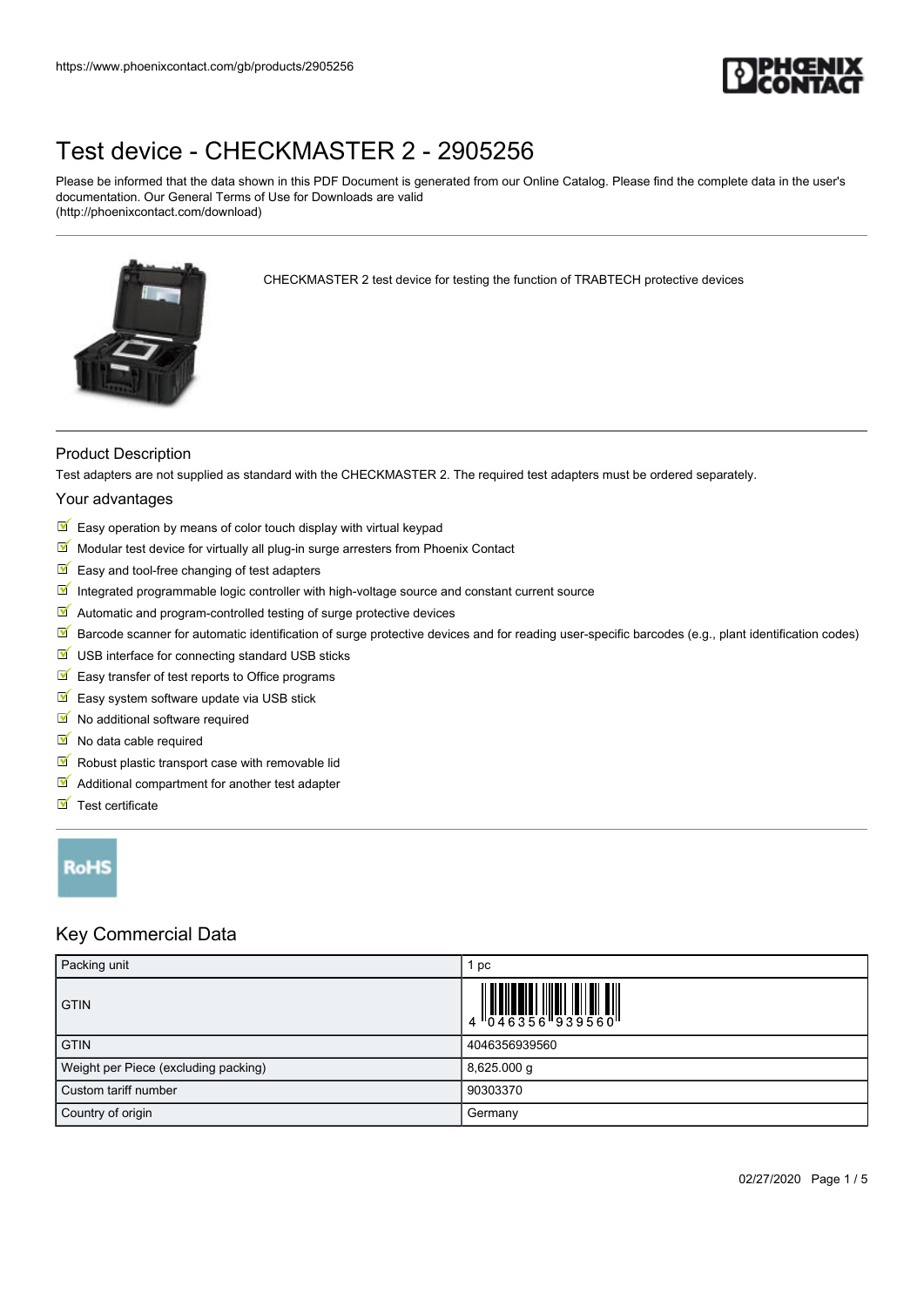# Test device - CHECKMASTER 2 - 2905256

Please be informed that the data shown in this PDF Document is generated from our Online Catalog. Please find the complete data in the user's documentation. Our General Terms of Use for Downloads are valid (http://phoenixcontact.com/download)

CHECKMASTER 2 test device for testing the function of TRABTECH protective devices

## Product Description

Test adapters are not supplied as standard with the CHECKMASTER 2. The required test adapters must be ordered separately.

### Your advantages

- Easy operation by means of color touch display with virtual keypad
- Modular test device for virtually all plug-in surge arresters from Phoenix Contact
- Easy and tool-free changing of test adapters
- Integrated programmable logic controller with high-voltage source and constant current source
- Automatic and program-controlled testing of surge protective devices
- Barcode scanner for automatic identification of surge protective devices and for reading user-specific barcodes (e.g., plant identification codes)
- USB interface for connecting standard USB sticks
- Easy transfer of test reports to Office programs
- Easy system software update via USB stick
- No additional software required
- No data cable required
- Robust plastic transport case with removable lid
- Additional compartment for another test adapter
- Test certificate

RoHS

## Key Commercial Data

| Packing unit | 1 pc |
| --- | --- |
| GTIN | 4 046356 939560 |
| GTIN | 4046356939560 |
| Weight per Piece (excluding packing) | 8,625.000 g |
| Custom tariff number | 90303370 |
| Country of origin | Germany |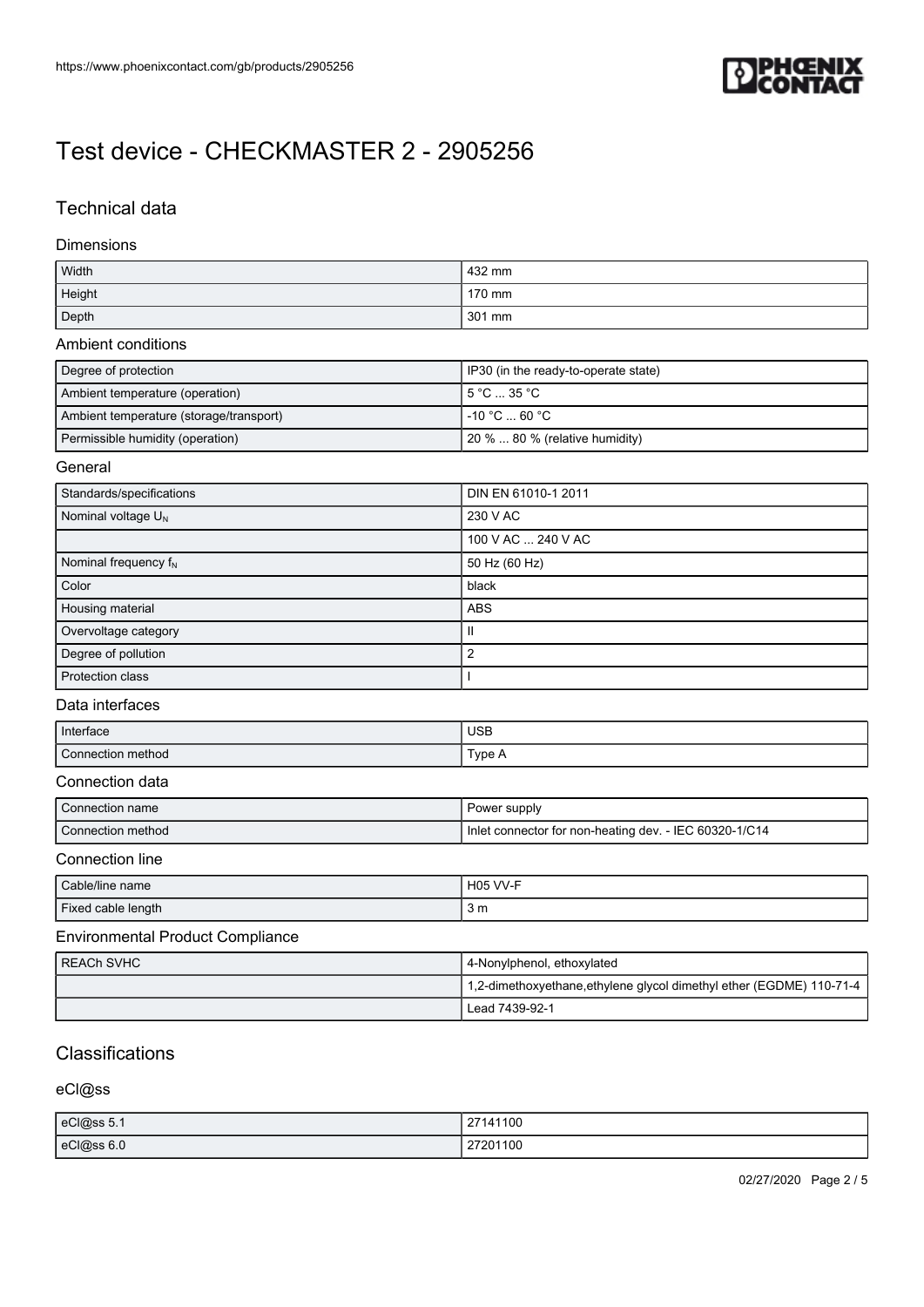# Test device - CHECKMASTER 2 - 2905256

## Technical data

### Dimensions

| | |
|---|---|
| Width | 432 mm |
| Height | 170 mm |
| Depth | 301 mm |

### Ambient conditions

| | |
|---|---|
| Degree of protection | IP30 (in the ready-to-operate state) |
| Ambient temperature (operation) | 5 °C ... 35 °C |
| Ambient temperature (storage/transport) | -10 °C ... 60 °C |
| Permissible humidity (operation) | 20 % ... 80 % (relative humidity) |

### General

| | |
|---|---|
| Standards/specifications | DIN EN 61010-1 2011 |
| Nominal voltage $U_N$ | 230 V AC |
| | 100 V AC ... 240 V AC |
| Nominal frequency $f_N$ | 50 Hz (60 Hz) |
| Color | black |
| Housing material | ABS |
| Overvoltage category | II |
| Degree of pollution | 2 |
| Protection class | I |

### Data interfaces

| | |
|---|---|
| Interface | USB |
| Connection method | Type A |

### Connection data

| | |
|---|---|
| Connection name | Power supply |
| Connection method | Inlet connector for non-heating dev. - IEC 60320-1/C14 |

### Connection line

| | |
|---|---|
| Cable/line name | H05 VV-F |
| Fixed cable length | 3 m |

### Environmental Product Compliance

| | |
|---|---|
| REACh SVHC | 4-Nonylphenol, ethoxylated |
| | 1,2-dimethoxyethane,ethylene glycol dimethyl ether (EGDME) 110-71-4 |
| | Lead 7439-92-1 |

## Classifications

### eCl@ss

| | |
|---|---|
| eCl@ss 5.1 | 27141100 |
| eCl@ss 6.0 | 27201100 |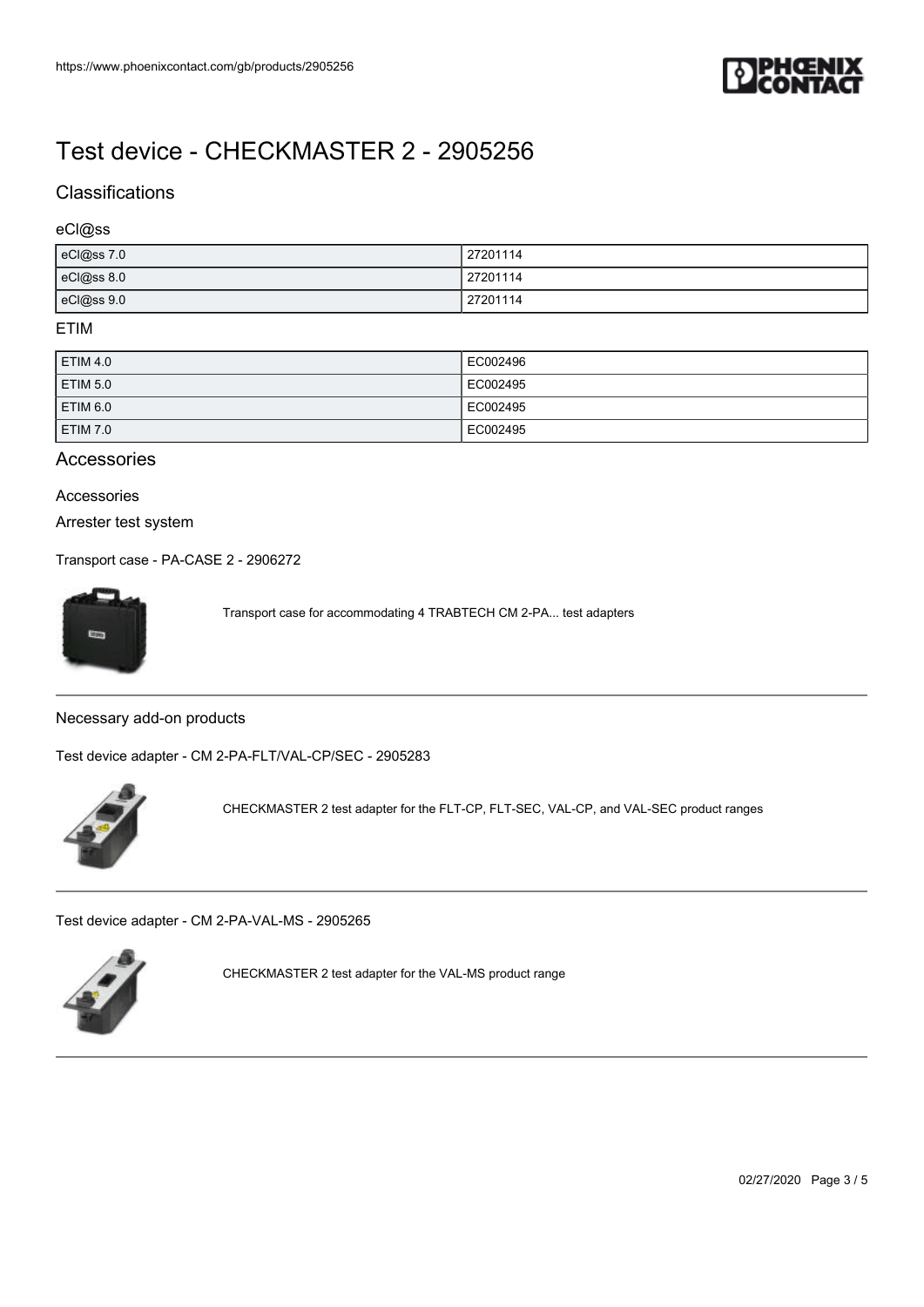# Test device - CHECKMASTER 2 - 2905256

## Classifications

### eCl@ss

| | |
|---|---|
| eCl@ss 7.0 | 27201114 |
| eCl@ss 8.0 | 27201114 |
| eCl@ss 9.0 | 27201114 |

### ETIM

| | |
|---|---|
| ETIM 4.0 | EC002496 |
| ETIM 5.0 | EC002495 |
| ETIM 6.0 | EC002495 |
| ETIM 7.0 | EC002495 |

## Accessories

Accessories

Arrester test system

Transport case - PA-CASE 2 - 2906272

Transport case for accommodating 4 TRABTECH CM 2-PA... test adapters

Necessary add-on products

Test device adapter - CM 2-PA-FLT/VAL-CP/SEC - 2905283

CHECKMASTER 2 test adapter for the FLT-CP, FLT-SEC, VAL-CP, and VAL-SEC product ranges

Test device adapter - CM 2-PA-VAL-MS - 2905265

CHECKMASTER 2 test adapter for the VAL-MS product range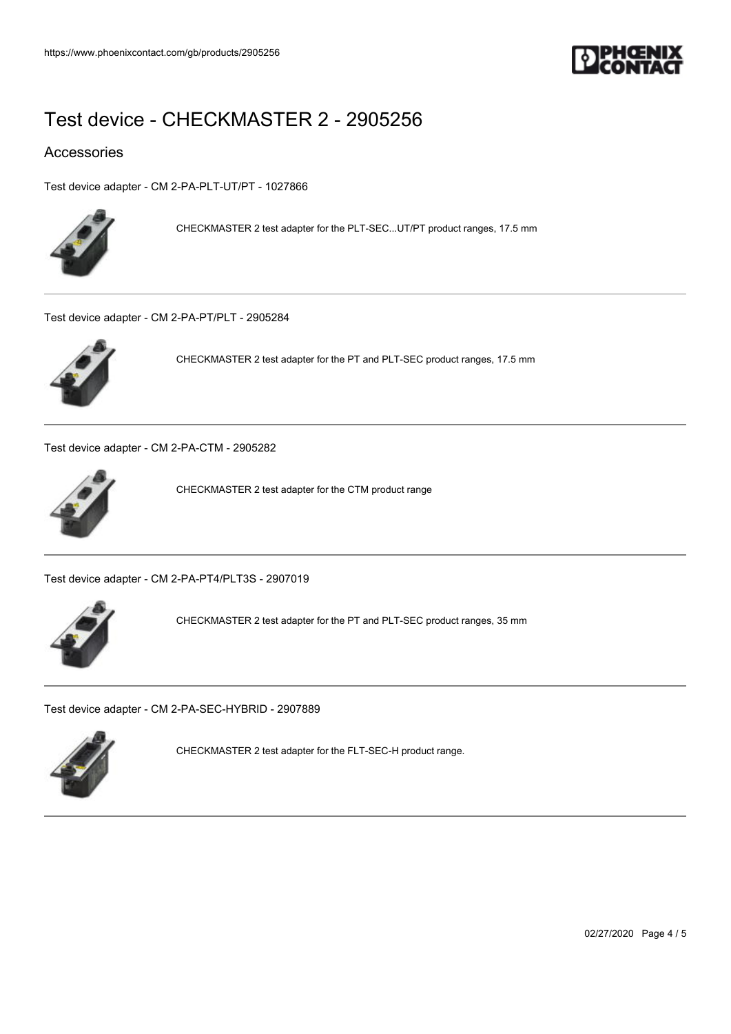# Test device - CHECKMASTER 2 - 2905256

## Accessories

Test device adapter - CM 2-PA-PLT-UT/PT - 1027866

CHECKMASTER 2 test adapter for the PLT-SEC...UT/PT product ranges, 17.5 mm

---

Test device adapter - CM 2-PA-PT/PLT - 2905284

CHECKMASTER 2 test adapter for the PT and PLT-SEC product ranges, 17.5 mm

---

Test device adapter - CM 2-PA-CTM - 2905282

CHECKMASTER 2 test adapter for the CTM product range

---

Test device adapter - CM 2-PA-PT4/PLT3S - 2907019

CHECKMASTER 2 test adapter for the PT and PLT-SEC product ranges, 35 mm

---

Test device adapter - CM 2-PA-SEC-HYBRID - 2907889

CHECKMASTER 2 test adapter for the FLT-SEC-H product range.

---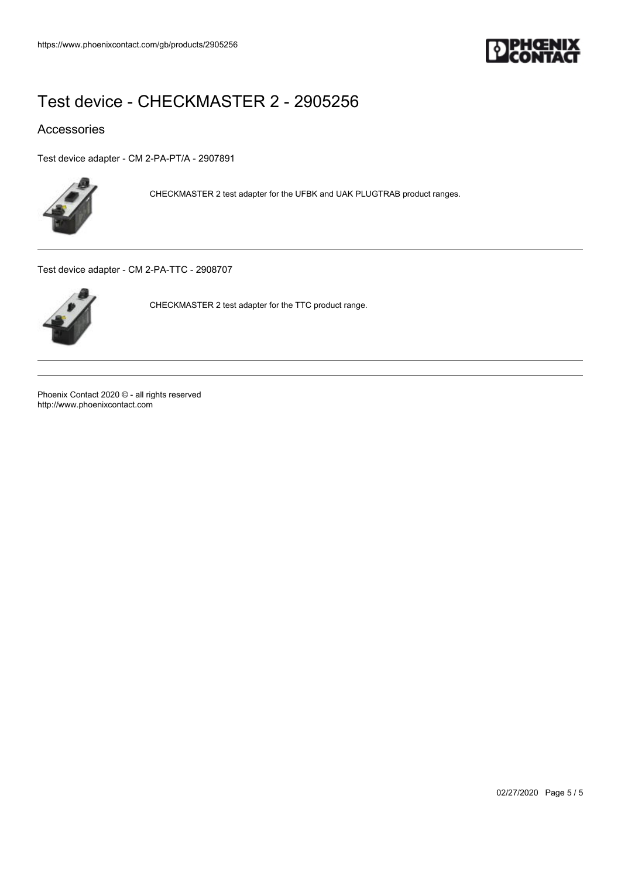# Test device - CHECKMASTER 2 - 2905256

## Accessories

Test device adapter - CM 2-PA-PT/A - 2907891

CHECKMASTER 2 test adapter for the UFBK and UAK PLUGTRAB product ranges.

---

Test device adapter - CM 2-PA-TTC - 2908707

CHECKMASTER 2 test adapter for the TTC product range.

---

Phoenix Contact 2020 © - all rights reserved
http://www.phoenixcontact.com